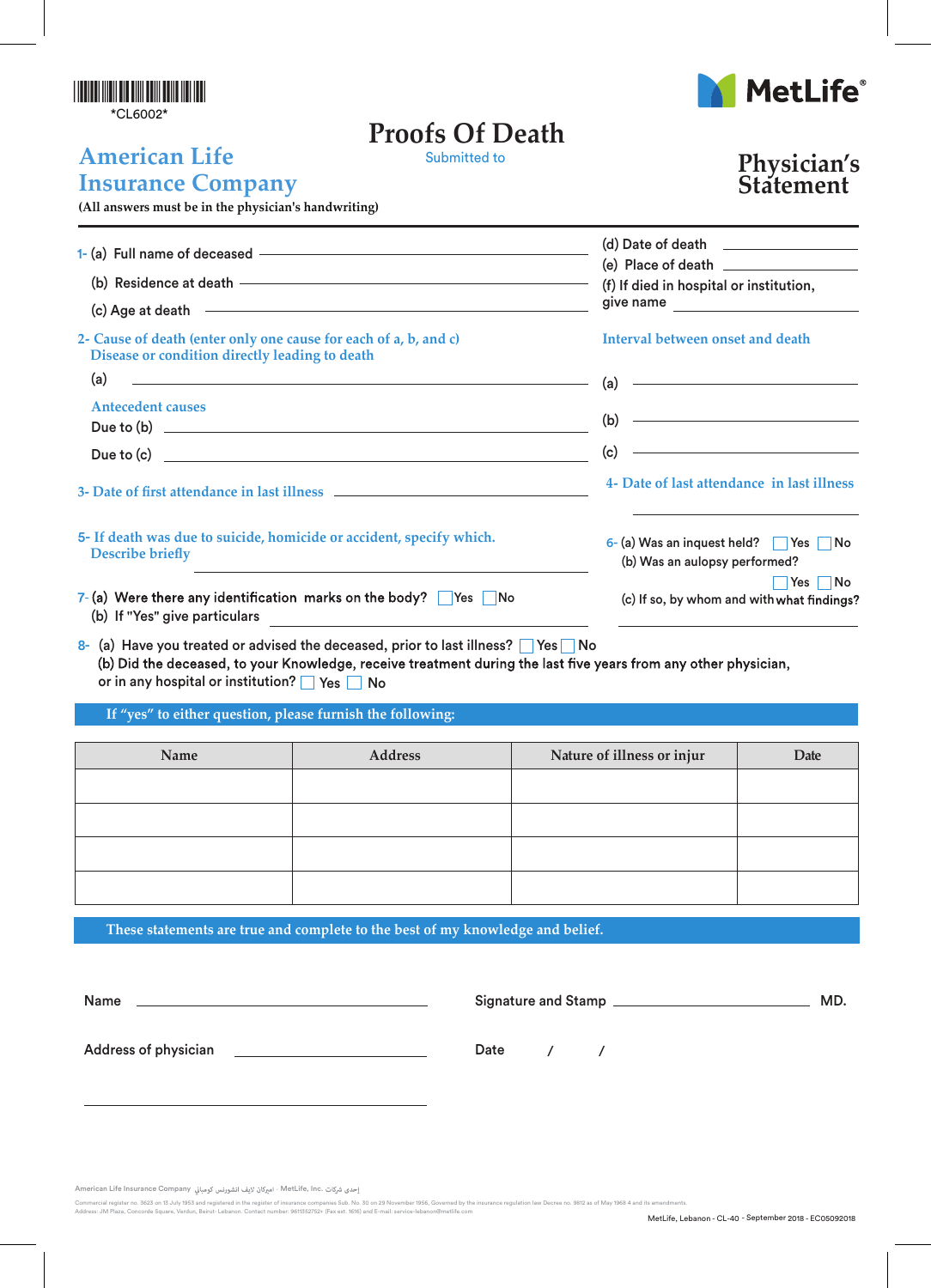*CL6002*

MetLife®

# Proofs Of Death

Submitted to

## American Life Insurance Company

(All answers must be in the physician's handwriting)

## Physician's Statement

1- (a) Full name of deceased ______________________

(b) Residence at death ______________________

(c) Age at death ______________________

(d) Date of death ______________________

(e) Place of death ______________________

(f) If died in hospital or institution, give name ______________________

2- Cause of death (enter only one cause for each of a, b, and c)
Disease or condition directly leading to death

(a) ______________________

Antecedent causes

Due to (b) ______________________

Due to (c) ______________________

Interval between onset and death

(a) ______________________

(b) ______________________

(c) ______________________

3- Date of first attendance in last illness ______________________

4- Date of last attendance in last illness ______________________

5- If death was due to suicide, homicide or accident, specify which.
Describe briefly ______________________

6- (a) Was an inquest held? ☐ Yes ☐ No
(b) Was an aulopsy performed? ☐ Yes ☐ No
(c) If so, by whom and with what findings? ______________________

7- (a) Were there any identification marks on the body? ☐ Yes ☐ No
(b) If "Yes" give particulars ______________________

8- (a) Have you treated or advised the deceased, prior to last illness? ☐ Yes ☐ No
(b) Did the deceased, to your Knowledge, receive treatment during the last five years from any other physician, or in any hospital or institution? ☐ Yes ☐ No

**If "yes" to either question, please furnish the following:**

| Name | Address | Nature of illness or injur | Date |
|---|---|---|---|
| | | | |
| | | | |
| | | | |
| | | | |

**These statements are true and complete to the best of my knowledge and belief.**

Name ______________________

Signature and Stamp ______________________ MD.

Address of physician ______________________

Date / /

______________________

American Life Insurance Company اميركان لايف انشورنس كومباني · MetLife, Inc. إحدى شركات

Commercial register no. 3623 on 13 July 1953 and registered in the register of insurance companies Sub. No. 30 on 29 November 1956, Governed by the insurance regulation law Decree no. 9812 as of May 1968 4 and its amendments.
Address: JM Plaza, Concorde Square, Verdun, Beirut- Lebanon. Contact number: 9611352752+ (Fax ext. 1616) and E-mail: service-lebanon@metlife.com

MetLife, Lebanon - CL-40 - September 2018 - EC05092018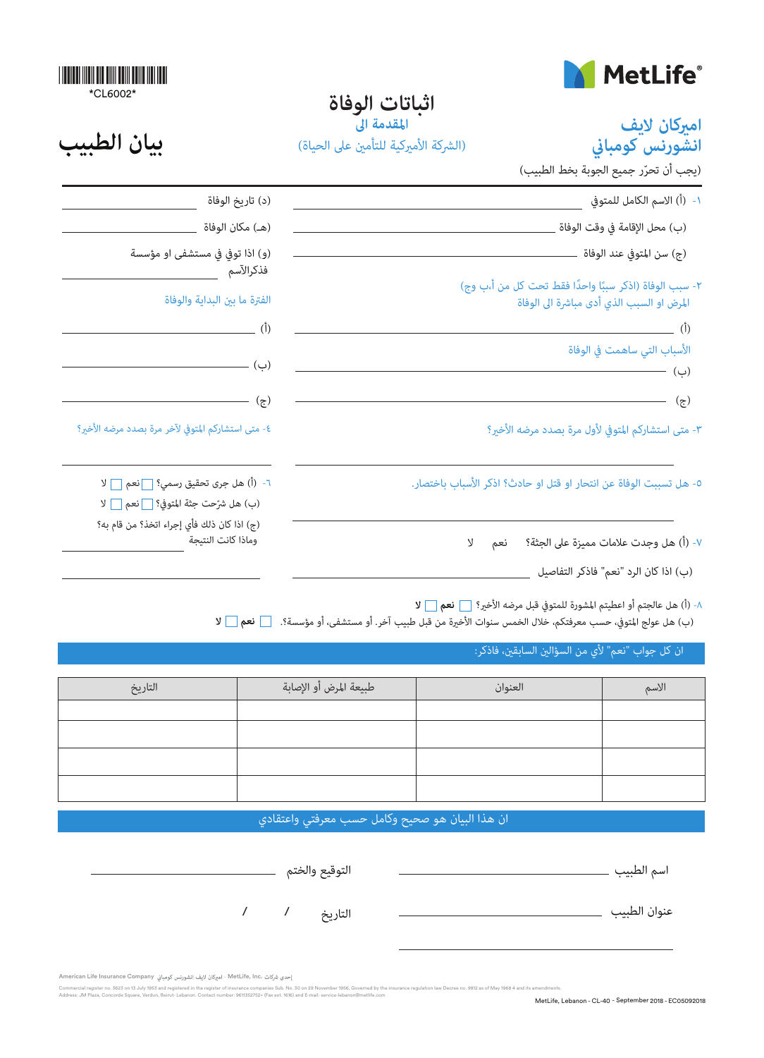*CL6002*

MetLife®

# اثباتات الوفاة

المقدمة الى

(الشركة الأمريكية للتأمين على الحياة)

## بيان الطبيب

امريكان لايف انشورنس كومباني

(يجب أن تحرّر جميع الجوبة بخط الطبيب)

١- (أ) الاسم الكامل للمتوفي ____________________

(ب) محل الإقامة في وقت الوفاة ____________________

(ج) سن المتوفي عند الوفاة ____________________

(د) تاريخ الوفاة ____________________

(هـ) مكان الوفاة ____________________

(و) اذا توفي في مستشفى او مؤسسة فذكرالآسم ____________________

٢- سبب الوفاة (اذكر سببًا واحدًا فقط تحت كل من أ،ب وج)

المرض او السبب الذي أدى مباشرة الى الوفاة

(أ) ____________________

الأسباب التي ساهمت في الوفاة

(ب) ____________________

(ج) ____________________

الفترة ما بين البداية والوفاة

(أ) ____________________

(ب) ____________________

(ج) ____________________

٣- متى استشاركم المتوفي لأول مرة بصدد مرضه الأخير؟ ____________________

٤- متى استشاركم المتوفي لآخر مرة بصدد مرضه الأخير؟ ____________________

٥- هل تسببت الوفاة عن انتحار او قتل او حادث؟ اذكر الأسباب باختصار. ____________________

٦- (أ) هل جرى تحقيق رسمي؟ ☐ نعم ☐ لا

(ب) هل شرّحت جثة المتوفي؟ ☐ نعم ☐ لا

(ج) اذا كان ذلك فأي إجراء اتخذ؟ من قام به؟ وماذا كانت النتيجة ____________________

٧- (أ) هل وجدت علامات مميزة على الجثة؟ نعم لا

(ب) اذا كان الرد "نعم" فاذكر التفاصيل ____________________

٨- (أ) هل عالجتم أو اعطيتم المشورة للمتوفي قبل مرضه الأخير؟ ☐ نعم ☐ لا

(ب) هل عولج المتوفي، حسب معرفتكم، خلال الخمس سنوات الأخيرة من قبل طبيب آخر. أو مستشفى، أو مؤسسة؟ ☐ نعم ☐ لا

ان كل جواب "نعم" لأي من السؤالين السابقين، فاذكر:

| الاسم | العنوان | طبيعة المرض أو الإصابة | التاريخ |
|---|---|---|---|
| | | | |
| | | | |
| | | | |
| | | | |

ان هذا البيان هو صحيح وكامل حسب معرفتي واعتقادي

اسم الطبيب ____________________

التوقيع والختم ____________________

عنوان الطبيب ____________________

التاريخ / /

إحدى شركات MetLife, Inc. - اميركان لايف انشورنس كومباني American Life Insurance Company

Commercial register no. 3623 on 13 July 1953 and registered in the register of insurance companies Sub. No. 30 on 29 November 1956, Governed by the insurance regulation law Decree no. 9812 as of May 1968 4 and its amendments.
Address: JM Plaza, Concorde Square, Verdun, Beirut- Lebanon. Contact number: 9611352752+ (Fax ext. 1616) and E-mail: service-lebanon@metlife.com

MetLife, Lebanon - CL-40 - September 2018 - EC05092018